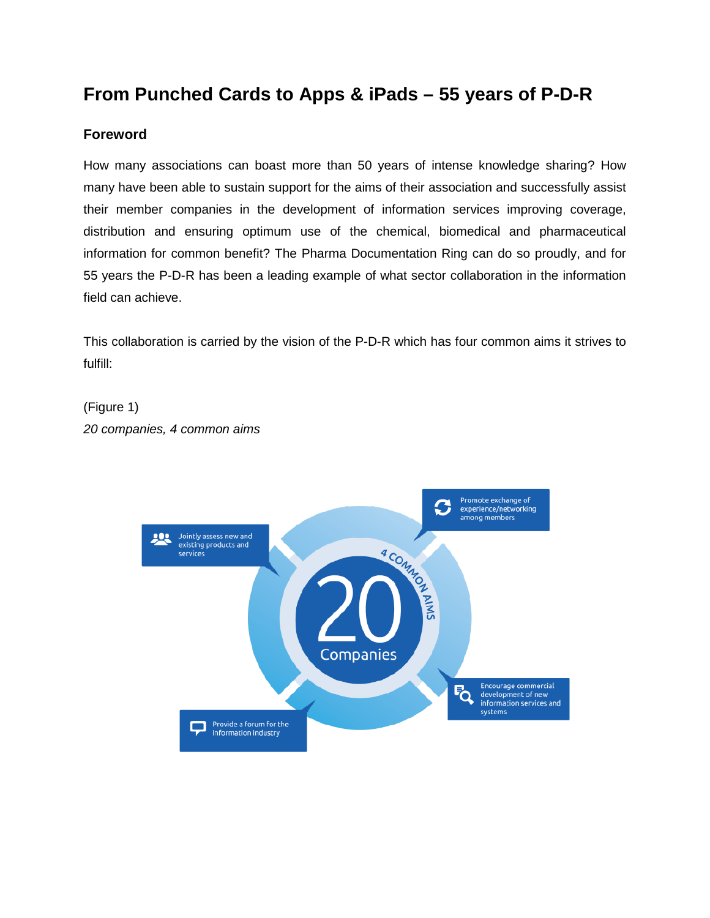# From Punched Cards to Apps & iPads – 55 years of P-D-R

## Foreword

How many associations can boast more than 50 years of intense knowledge sharing? How many have been able to sustain support for the aims of their association and successfully assist their member companies in the development of information services improving coverage, distribution and ensuring optimum use of the chemical, biomedical and pharmaceutical information for common benefit? The Pharma Documentation Ring can do so proudly, and for 55 years the P-D-R has been a leading example of what sector collaboration in the information field can achieve.

This collaboration is carried by the vision of the P-D-R which has four common aims it strives to fulfill:

(Figure 1)

*20 companies, 4 common aims*

20 Companies

4 COMMON AIMS

- Jointly assess new and existing products and services
- Promote exchange of experience/networking among members
- Encourage commercial development of new information services and systems
- Provide a forum for the information industry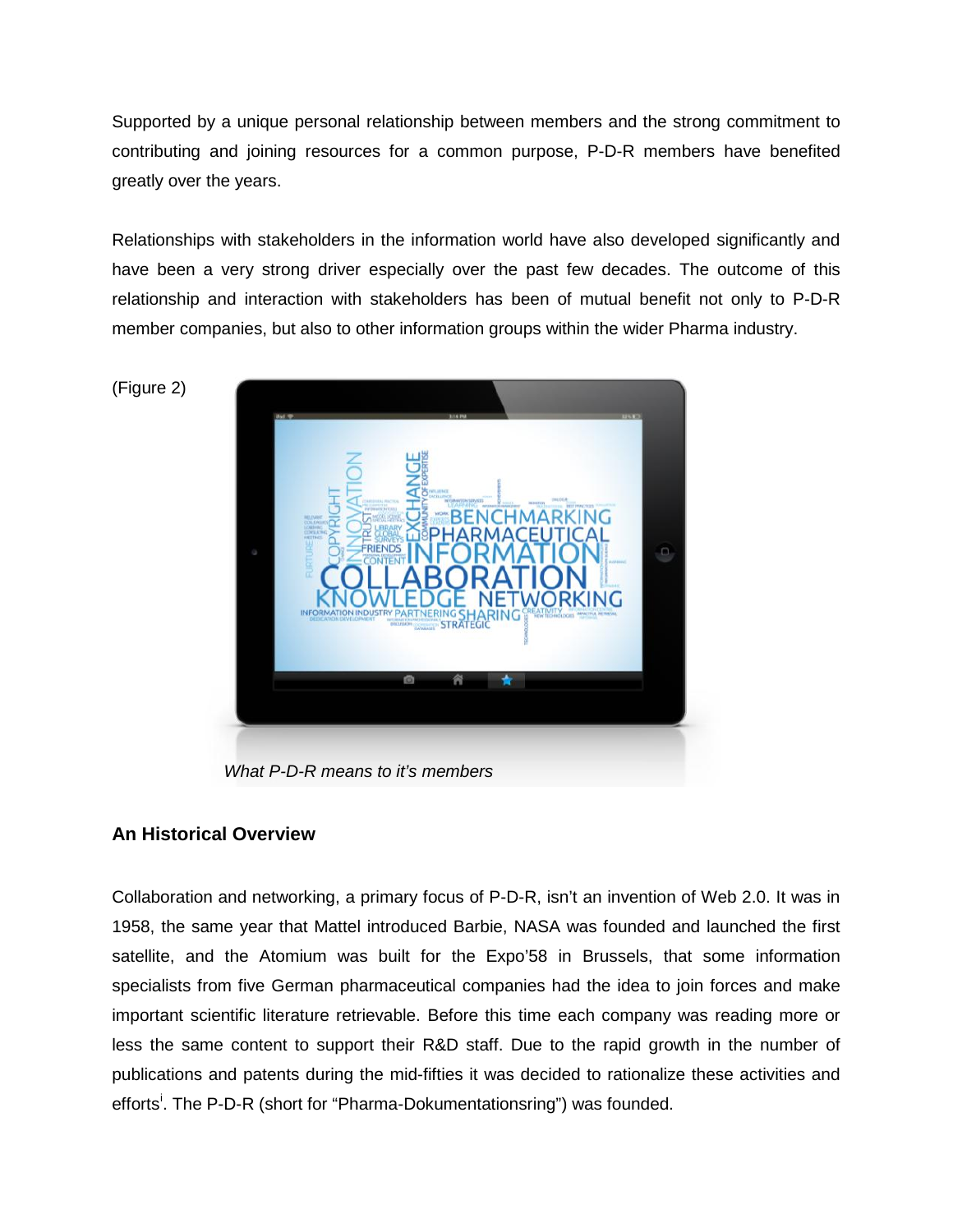Supported by a unique personal relationship between members and the strong commitment to contributing and joining resources for a common purpose, P-D-R members have benefited greatly over the years.

Relationships with stakeholders in the information world have also developed significantly and have been a very strong driver especially over the past few decades. The outcome of this relationship and interaction with stakeholders has been of mutual benefit not only to P-D-R member companies, but also to other information groups within the wider Pharma industry.

(Figure 2)

*What P-D-R means to it's members*

## An Historical Overview

Collaboration and networking, a primary focus of P-D-R, isn't an invention of Web 2.0. It was in 1958, the same year that Mattel introduced Barbie, NASA was founded and launched the first satellite, and the Atomium was built for the Expo'58 in Brussels, that some information specialists from five German pharmaceutical companies had the idea to join forces and make important scientific literature retrievable. Before this time each company was reading more or less the same content to support their R&D staff. Due to the rapid growth in the number of publications and patents during the mid-fifties it was decided to rationalize these activities and efforts[i]. The P-D-R (short for "Pharma-Dokumentationsring") was founded.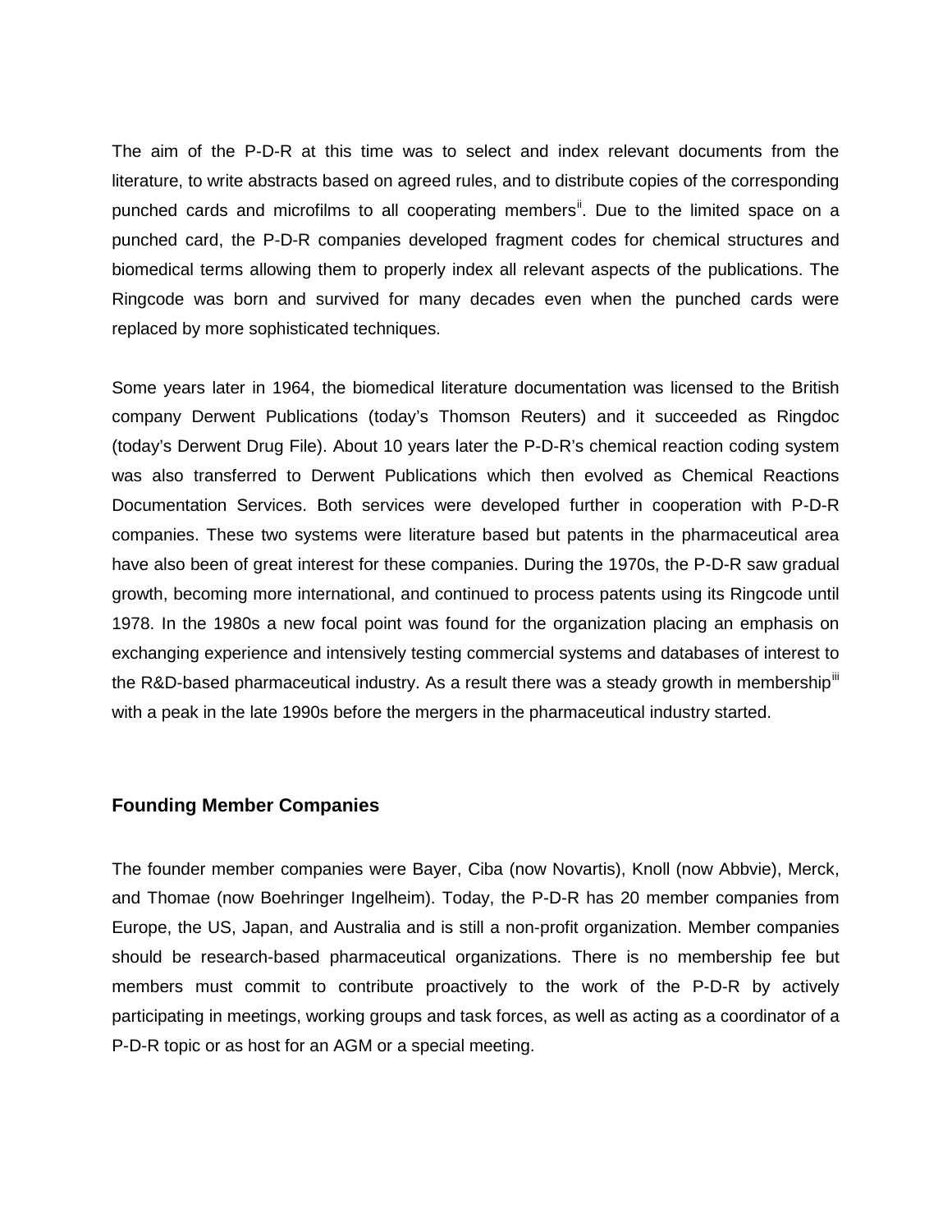The aim of the P-D-R at this time was to select and index relevant documents from the literature, to write abstracts based on agreed rules, and to distribute copies of the corresponding punched cards and microfilms to all cooperating members[ii]. Due to the limited space on a punched card, the P-D-R companies developed fragment codes for chemical structures and biomedical terms allowing them to properly index all relevant aspects of the publications. The Ringcode was born and survived for many decades even when the punched cards were replaced by more sophisticated techniques.

Some years later in 1964, the biomedical literature documentation was licensed to the British company Derwent Publications (today's Thomson Reuters) and it succeeded as Ringdoc (today's Derwent Drug File). About 10 years later the P-D-R's chemical reaction coding system was also transferred to Derwent Publications which then evolved as Chemical Reactions Documentation Services. Both services were developed further in cooperation with P-D-R companies. These two systems were literature based but patents in the pharmaceutical area have also been of great interest for these companies. During the 1970s, the P-D-R saw gradual growth, becoming more international, and continued to process patents using its Ringcode until 1978. In the 1980s a new focal point was found for the organization placing an emphasis on exchanging experience and intensively testing commercial systems and databases of interest to the R&D-based pharmaceutical industry. As a result there was a steady growth in membership[iii] with a peak in the late 1990s before the mergers in the pharmaceutical industry started.

## Founding Member Companies

The founder member companies were Bayer, Ciba (now Novartis), Knoll (now Abbvie), Merck, and Thomae (now Boehringer Ingelheim). Today, the P-D-R has 20 member companies from Europe, the US, Japan, and Australia and is still a non-profit organization. Member companies should be research-based pharmaceutical organizations. There is no membership fee but members must commit to contribute proactively to the work of the P-D-R by actively participating in meetings, working groups and task forces, as well as acting as a coordinator of a P-D-R topic or as host for an AGM or a special meeting.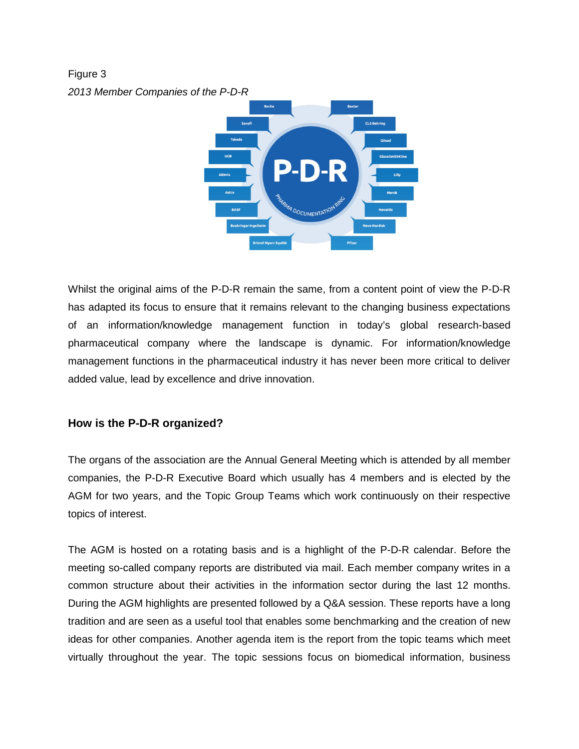Figure 3

*2013 Member Companies of the P-D-R*

Whilst the original aims of the P-D-R remain the same, from a content point of view the P-D-R has adapted its focus to ensure that it remains relevant to the changing business expectations of an information/knowledge management function in today's global research-based pharmaceutical company where the landscape is dynamic. For information/knowledge management functions in the pharmaceutical industry it has never been more critical to deliver added value, lead by excellence and drive innovation.

### How is the P-D-R organized?

The organs of the association are the Annual General Meeting which is attended by all member companies, the P-D-R Executive Board which usually has 4 members and is elected by the AGM for two years, and the Topic Group Teams which work continuously on their respective topics of interest.

The AGM is hosted on a rotating basis and is a highlight of the P-D-R calendar. Before the meeting so-called company reports are distributed via mail. Each member company writes in a common structure about their activities in the information sector during the last 12 months. During the AGM highlights are presented followed by a Q&A session. These reports have a long tradition and are seen as a useful tool that enables some benchmarking and the creation of new ideas for other companies. Another agenda item is the report from the topic teams which meet virtually throughout the year. The topic sessions focus on biomedical information, business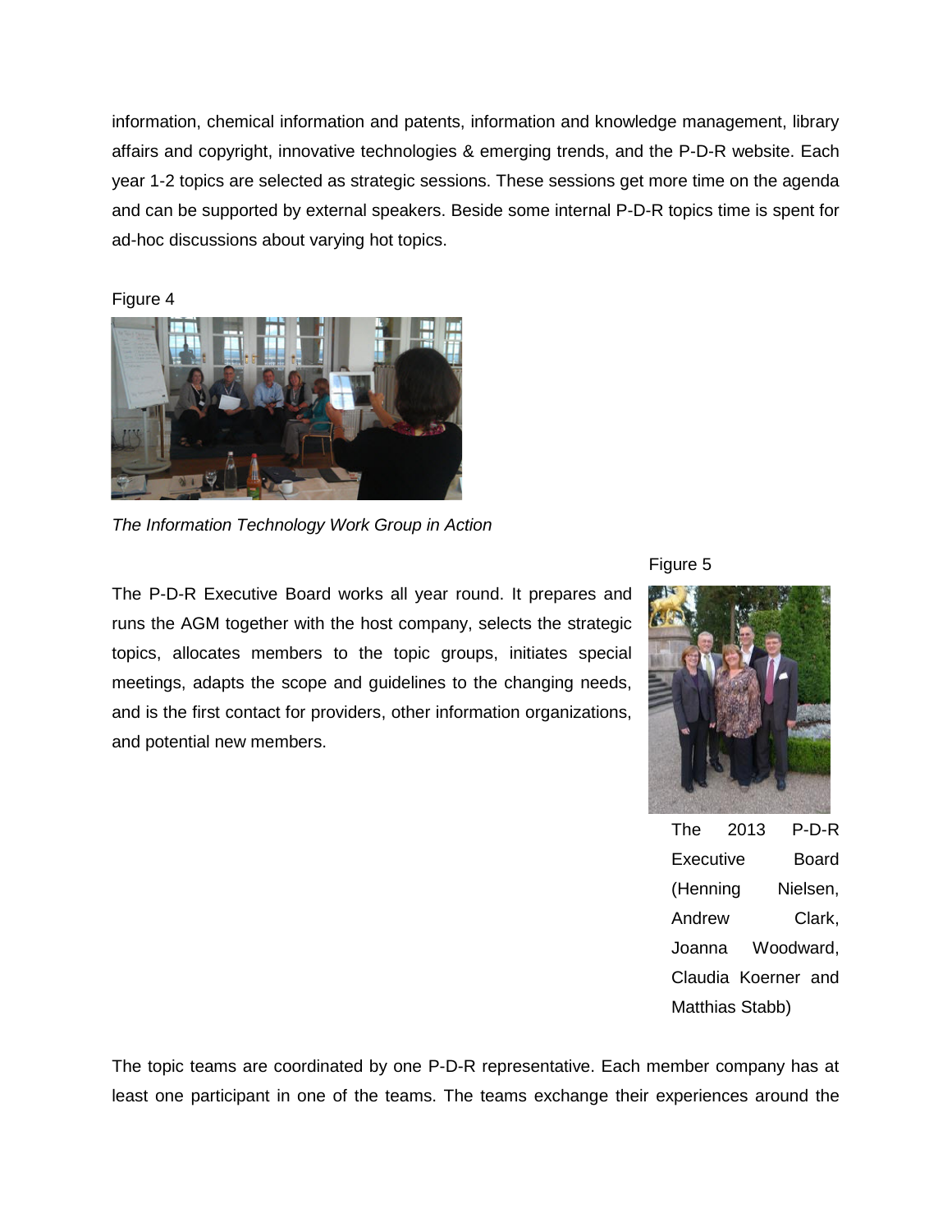information, chemical information and patents, information and knowledge management, library affairs and copyright, innovative technologies & emerging trends, and the P-D-R website. Each year 1-2 topics are selected as strategic sessions. These sessions get more time on the agenda and can be supported by external speakers. Beside some internal P-D-R topics time is spent for ad-hoc discussions about varying hot topics.

Figure 4

*The Information Technology Work Group in Action*

The P-D-R Executive Board works all year round. It prepares and runs the AGM together with the host company, selects the strategic topics, allocates members to the topic groups, initiates special meetings, adapts the scope and guidelines to the changing needs, and is the first contact for providers, other information organizations, and potential new members.

Figure 5

The 2013 P-D-R Executive Board (Henning Nielsen, Andrew Clark, Joanna Woodward, Claudia Koerner and Matthias Stabb)

The topic teams are coordinated by one P-D-R representative. Each member company has at least one participant in one of the teams. The teams exchange their experiences around the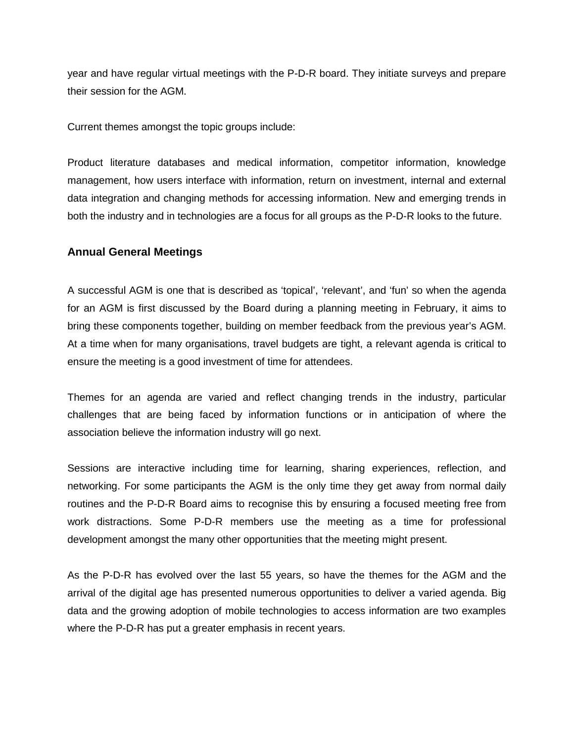year and have regular virtual meetings with the P-D-R board. They initiate surveys and prepare their session for the AGM.

Current themes amongst the topic groups include:

Product literature databases and medical information, competitor information, knowledge management, how users interface with information, return on investment, internal and external data integration and changing methods for accessing information. New and emerging trends in both the industry and in technologies are a focus for all groups as the P-D-R looks to the future.

## Annual General Meetings

A successful AGM is one that is described as 'topical', 'relevant', and 'fun' so when the agenda for an AGM is first discussed by the Board during a planning meeting in February, it aims to bring these components together, building on member feedback from the previous year's AGM. At a time when for many organisations, travel budgets are tight, a relevant agenda is critical to ensure the meeting is a good investment of time for attendees.

Themes for an agenda are varied and reflect changing trends in the industry, particular challenges that are being faced by information functions or in anticipation of where the association believe the information industry will go next.

Sessions are interactive including time for learning, sharing experiences, reflection, and networking. For some participants the AGM is the only time they get away from normal daily routines and the P-D-R Board aims to recognise this by ensuring a focused meeting free from work distractions. Some P-D-R members use the meeting as a time for professional development amongst the many other opportunities that the meeting might present.

As the P-D-R has evolved over the last 55 years, so have the themes for the AGM and the arrival of the digital age has presented numerous opportunities to deliver a varied agenda. Big data and the growing adoption of mobile technologies to access information are two examples where the P-D-R has put a greater emphasis in recent years.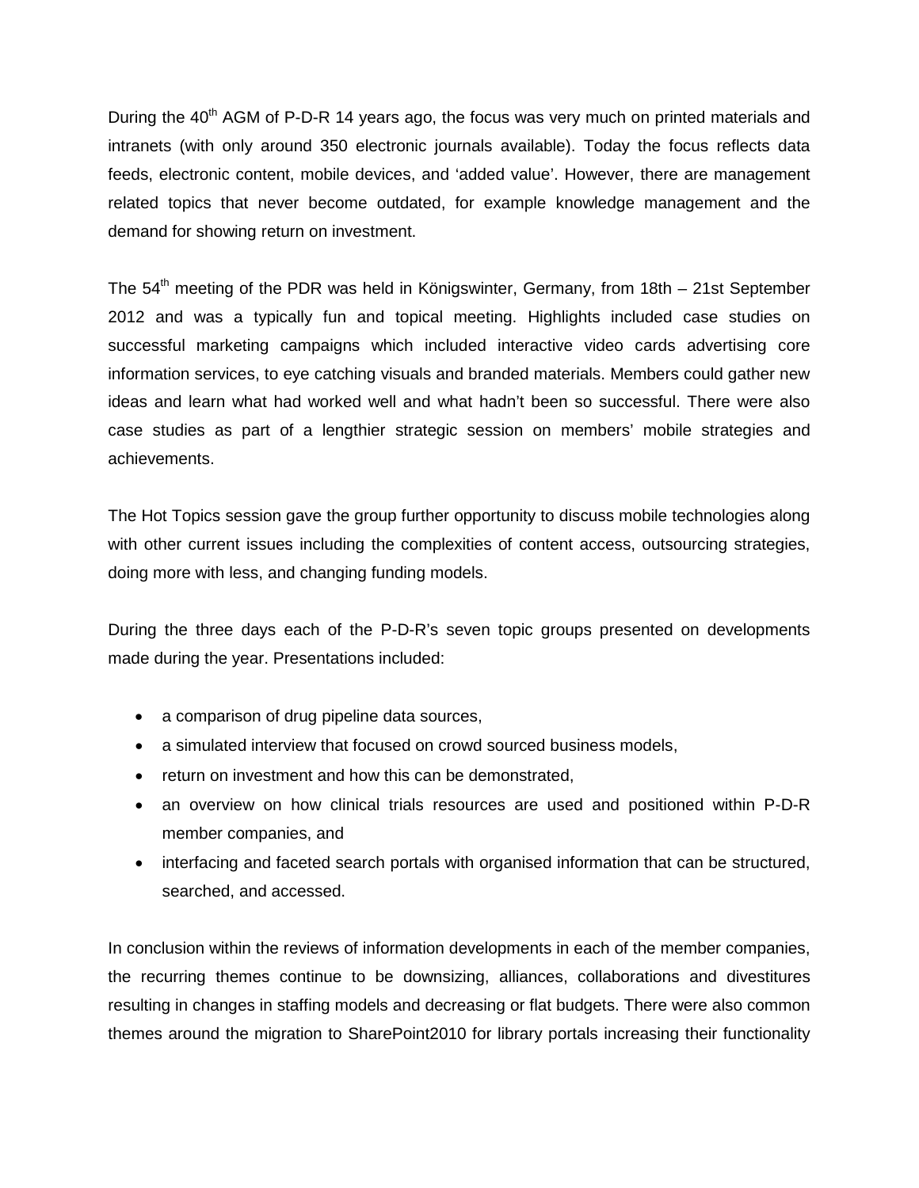During the 40th AGM of P-D-R 14 years ago, the focus was very much on printed materials and intranets (with only around 350 electronic journals available). Today the focus reflects data feeds, electronic content, mobile devices, and 'added value'. However, there are management related topics that never become outdated, for example knowledge management and the demand for showing return on investment.

The 54th meeting of the PDR was held in Königswinter, Germany, from 18th – 21st September 2012 and was a typically fun and topical meeting. Highlights included case studies on successful marketing campaigns which included interactive video cards advertising core information services, to eye catching visuals and branded materials. Members could gather new ideas and learn what had worked well and what hadn't been so successful. There were also case studies as part of a lengthier strategic session on members' mobile strategies and achievements.

The Hot Topics session gave the group further opportunity to discuss mobile technologies along with other current issues including the complexities of content access, outsourcing strategies, doing more with less, and changing funding models.

During the three days each of the P-D-R's seven topic groups presented on developments made during the year. Presentations included:

- a comparison of drug pipeline data sources,
- a simulated interview that focused on crowd sourced business models,
- return on investment and how this can be demonstrated,
- an overview on how clinical trials resources are used and positioned within P-D-R member companies, and
- interfacing and faceted search portals with organised information that can be structured, searched, and accessed.

In conclusion within the reviews of information developments in each of the member companies, the recurring themes continue to be downsizing, alliances, collaborations and divestitures resulting in changes in staffing models and decreasing or flat budgets. There were also common themes around the migration to SharePoint2010 for library portals increasing their functionality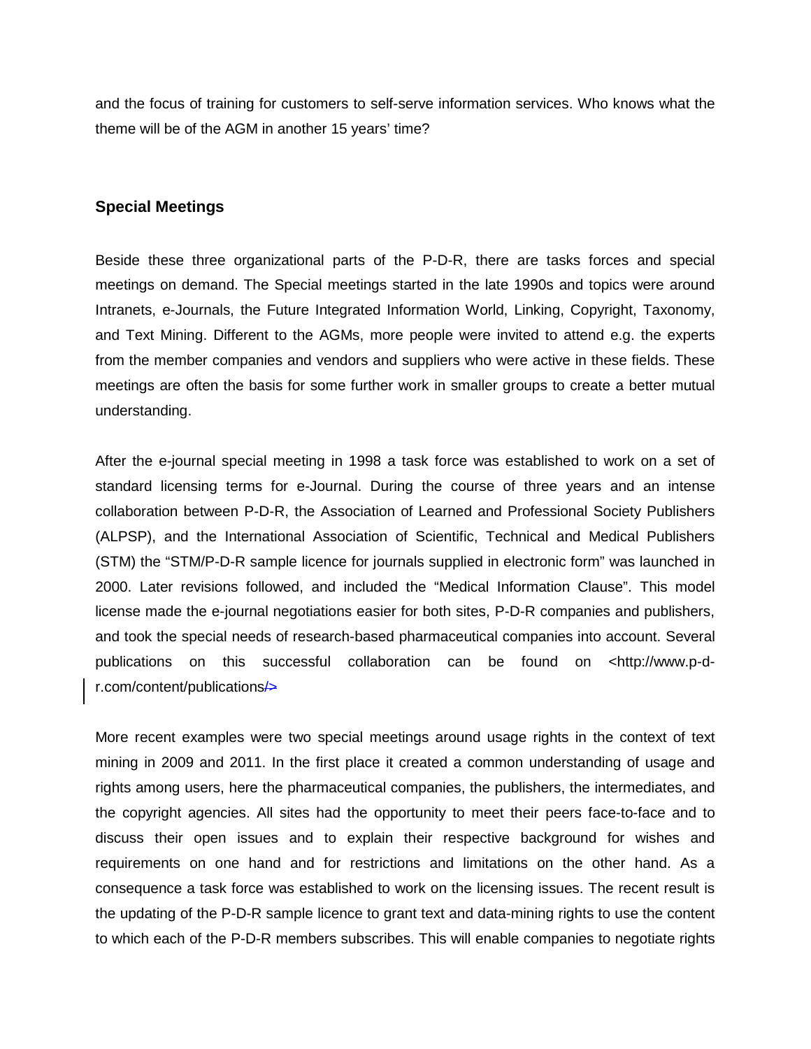and the focus of training for customers to self-serve information services. Who knows what the theme will be of the AGM in another 15 years' time?

## Special Meetings

Beside these three organizational parts of the P-D-R, there are tasks forces and special meetings on demand. The Special meetings started in the late 1990s and topics were around Intranets, e-Journals, the Future Integrated Information World, Linking, Copyright, Taxonomy, and Text Mining. Different to the AGMs, more people were invited to attend e.g. the experts from the member companies and vendors and suppliers who were active in these fields. These meetings are often the basis for some further work in smaller groups to create a better mutual understanding.

After the e-journal special meeting in 1998 a task force was established to work on a set of standard licensing terms for e-Journal. During the course of three years and an intense collaboration between P-D-R, the Association of Learned and Professional Society Publishers (ALPSP), and the International Association of Scientific, Technical and Medical Publishers (STM) the "STM/P-D-R sample licence for journals supplied in electronic form" was launched in 2000. Later revisions followed, and included the "Medical Information Clause". This model license made the e-journal negotiations easier for both sites, P-D-R companies and publishers, and took the special needs of research-based pharmaceutical companies into account. Several publications on this successful collaboration can be found on <http://www.p-d-r.com/content/publications>

More recent examples were two special meetings around usage rights in the context of text mining in 2009 and 2011. In the first place it created a common understanding of usage and rights among users, here the pharmaceutical companies, the publishers, the intermediates, and the copyright agencies. All sites had the opportunity to meet their peers face-to-face and to discuss their open issues and to explain their respective background for wishes and requirements on one hand and for restrictions and limitations on the other hand. As a consequence a task force was established to work on the licensing issues. The recent result is the updating of the P-D-R sample licence to grant text and data-mining rights to use the content to which each of the P-D-R members subscribes. This will enable companies to negotiate rights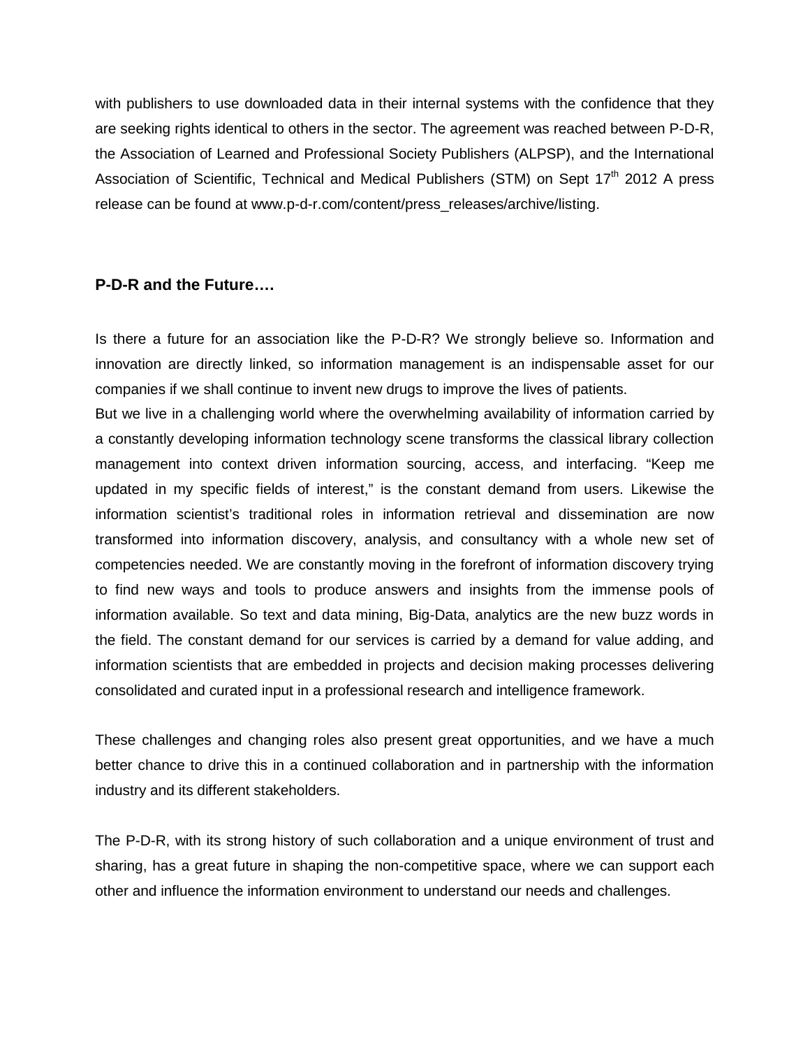with publishers to use downloaded data in their internal systems with the confidence that they are seeking rights identical to others in the sector. The agreement was reached between P-D-R, the Association of Learned and Professional Society Publishers (ALPSP), and the International Association of Scientific, Technical and Medical Publishers (STM) on Sept 17th 2012 A press release can be found at www.p-d-r.com/content/press_releases/archive/listing.

### P-D-R and the Future….

Is there a future for an association like the P-D-R? We strongly believe so. Information and innovation are directly linked, so information management is an indispensable asset for our companies if we shall continue to invent new drugs to improve the lives of patients.

But we live in a challenging world where the overwhelming availability of information carried by a constantly developing information technology scene transforms the classical library collection management into context driven information sourcing, access, and interfacing. "Keep me updated in my specific fields of interest," is the constant demand from users. Likewise the information scientist's traditional roles in information retrieval and dissemination are now transformed into information discovery, analysis, and consultancy with a whole new set of competencies needed. We are constantly moving in the forefront of information discovery trying to find new ways and tools to produce answers and insights from the immense pools of information available. So text and data mining, Big-Data, analytics are the new buzz words in the field. The constant demand for our services is carried by a demand for value adding, and information scientists that are embedded in projects and decision making processes delivering consolidated and curated input in a professional research and intelligence framework.

These challenges and changing roles also present great opportunities, and we have a much better chance to drive this in a continued collaboration and in partnership with the information industry and its different stakeholders.

The P-D-R, with its strong history of such collaboration and a unique environment of trust and sharing, has a great future in shaping the non-competitive space, where we can support each other and influence the information environment to understand our needs and challenges.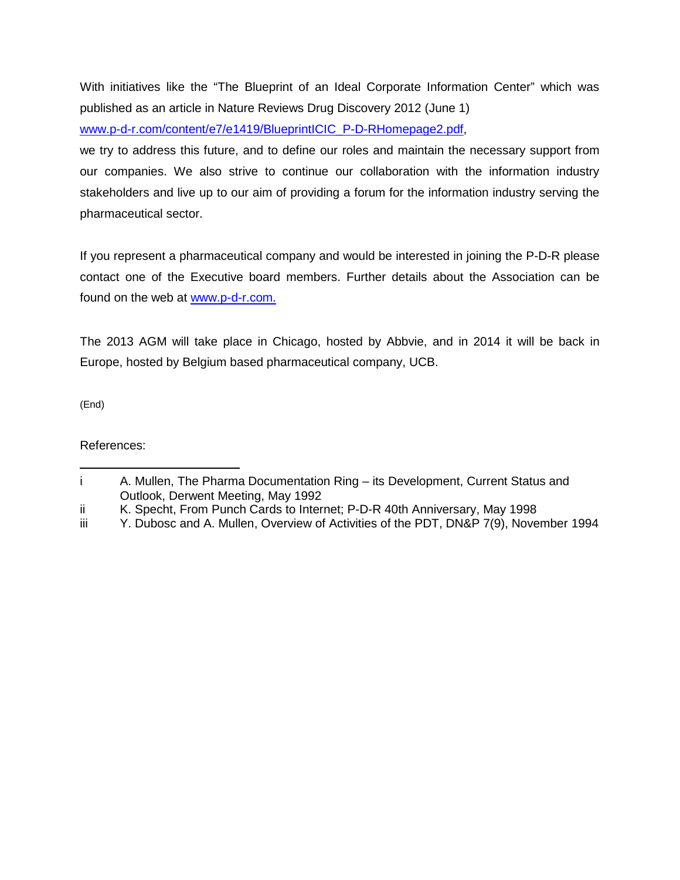With initiatives like the "The Blueprint of an Ideal Corporate Information Center" which was published as an article in Nature Reviews Drug Discovery 2012 (June 1) www.p-d-r.com/content/e7/e1419/BlueprintICIC_P-D-RHomepage2.pdf,
we try to address this future, and to define our roles and maintain the necessary support from our companies. We also strive to continue our collaboration with the information industry stakeholders and live up to our aim of providing a forum for the information industry serving the pharmaceutical sector.

If you represent a pharmaceutical company and would be interested in joining the P-D-R please contact one of the Executive board members. Further details about the Association can be found on the web at www.p-d-r.com.

The 2013 AGM will take place in Chicago, hosted by Abbvie, and in 2014 it will be back in Europe, hosted by Belgium based pharmaceutical company, UCB.

(End)

References:

---

i A. Mullen, The Pharma Documentation Ring – its Development, Current Status and Outlook, Derwent Meeting, May 1992

ii K. Specht, From Punch Cards to Internet; P-D-R 40th Anniversary, May 1998

iii Y. Dubosc and A. Mullen, Overview of Activities of the PDT, DN&P 7(9), November 1994